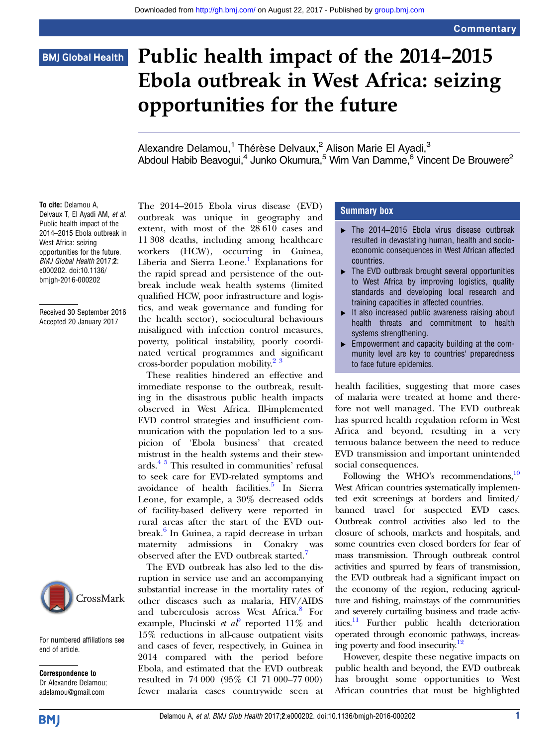Commentary

BMJ Global Health

# Public health impact of the 2014–2015 Ebola outbreak in West Africa: seizing opportunities for the future

Alexandre Delamou,[1] Thérèse Delvaux,[2] Alison Marie El Ayadi,[3] Abdoul Habib Beavogui,[4] Junko Okumura,[5] Wim Van Damme,[6] Vincent De Brouwere[2]

**To cite:** Delamou A, Delvaux T, El Ayadi AM, *et al*. Public health impact of the 2014–2015 Ebola outbreak in West Africa: seizing opportunities for the future. *BMJ Global Health* 2017;**2**: e000202. doi:10.1136/bmjgh-2016-000202

Received 30 September 2016
Accepted 20 January 2017

For numbered affiliations see end of article.

**Correspondence to**
Dr Alexandre Delamou; adelamou@gmail.com

## Summary box

- The 2014–2015 Ebola virus disease outbreak resulted in devastating human, health and socio-economic consequences in West African affected countries.
- The EVD outbreak brought several opportunities to West Africa by improving logistics, quality standards and developing local research and training capacities in affected countries.
- It also increased public awareness raising about health threats and commitment to health systems strengthening.
- Empowerment and capacity building at the community level are key to countries' preparedness to face future epidemics.

The 2014–2015 Ebola virus disease (EVD) outbreak was unique in geography and extent, with most of the 28 610 cases and 11 308 deaths, including among healthcare workers (HCW), occurring in Guinea, Liberia and Sierra Leone.[1] Explanations for the rapid spread and persistence of the outbreak include weak health systems (limited qualified HCW, poor infrastructure and logistics, and weak governance and funding for the health sector), sociocultural behaviours misaligned with infection control measures, poverty, political instability, poorly coordinated vertical programmes and significant cross-border population mobility.[2,3]

These realities hindered an effective and immediate response to the outbreak, resulting in the disastrous public health impacts observed in West Africa. Ill-implemented EVD control strategies and insufficient communication with the population led to a suspicion of 'Ebola business' that created mistrust in the health systems and their stewards.[4,5] This resulted in communities' refusal to seek care for EVD-related symptoms and avoidance of health facilities.[5] In Sierra Leone, for example, a 30% decreased odds of facility-based delivery were reported in rural areas after the start of the EVD outbreak.[6] In Guinea, a rapid decrease in urban maternity admissions in Conakry was observed after the EVD outbreak started.[7]

The EVD outbreak has also led to the disruption in service use and an accompanying substantial increase in the mortality rates of other diseases such as malaria, HIV/AIDS and tuberculosis across West Africa.[8] For example, Plucinski *et al*[9] reported 11% and 15% reductions in all-cause outpatient visits and cases of fever, respectively, in Guinea in 2014 compared with the period before Ebola, and estimated that the EVD outbreak resulted in 74 000 (95% CI 71 000–77 000) fewer malaria cases countrywide seen at health facilities, suggesting that more cases of malaria were treated at home and therefore not well managed. The EVD outbreak has spurred health regulation reform in West Africa and beyond, resulting in a very tenuous balance between the need to reduce EVD transmission and important unintended social consequences.

Following the WHO's recommendations,[10] West African countries systematically implemented exit screenings at borders and limited/banned travel for suspected EVD cases. Outbreak control activities also led to the closure of schools, markets and hospitals, and some countries even closed borders for fear of mass transmission. Through outbreak control activities and spurred by fears of transmission, the EVD outbreak had a significant impact on the economy of the region, reducing agriculture and fishing, mainstays of the communities and severely curtailing business and trade activities.[11] Further public health deterioration operated through economic pathways, increasing poverty and food insecurity.[12]

However, despite these negative impacts on public health and beyond, the EVD outbreak has brought some opportunities to West African countries that must be highlighted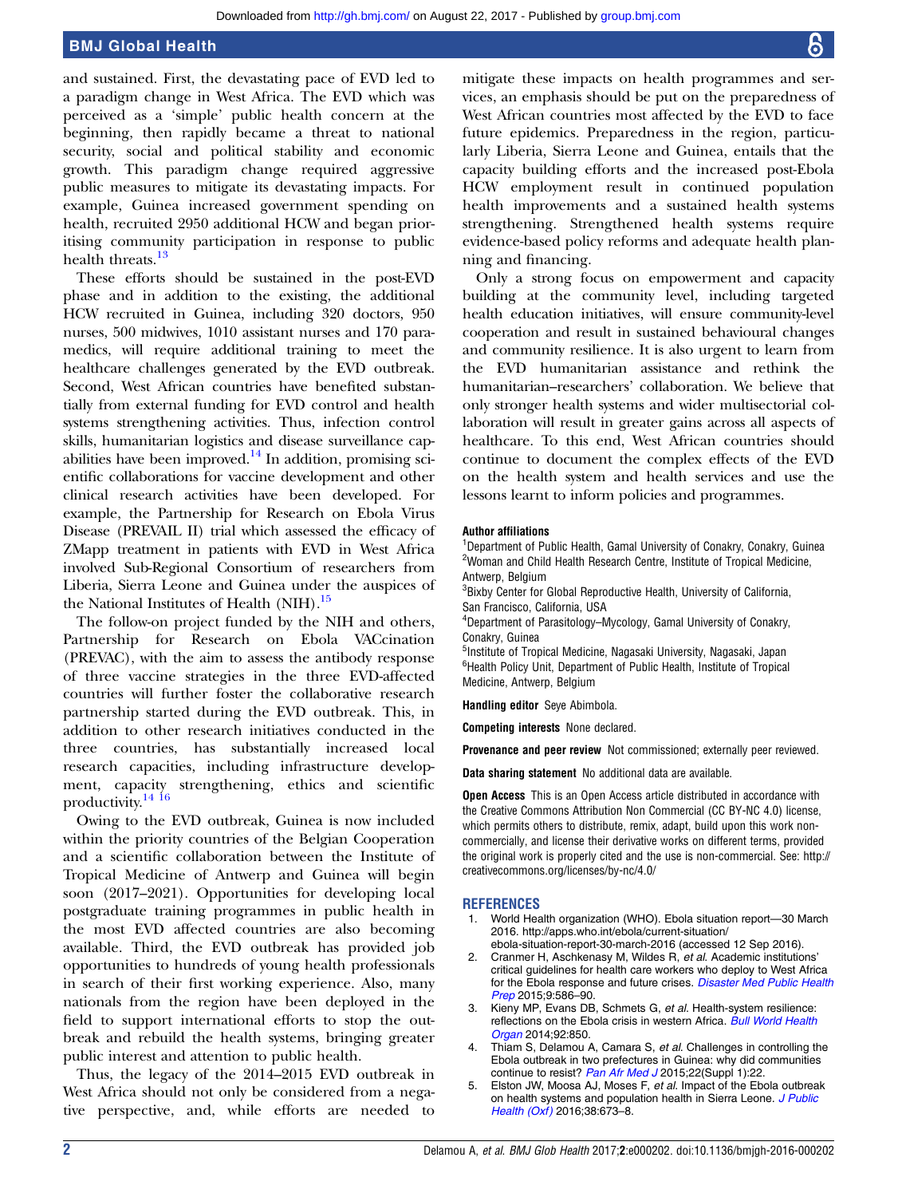and sustained. First, the devastating pace of EVD led to a paradigm change in West Africa. The EVD which was perceived as a 'simple' public health concern at the beginning, then rapidly became a threat to national security, social and political stability and economic growth. This paradigm change required aggressive public measures to mitigate its devastating impacts. For example, Guinea increased government spending on health, recruited 2950 additional HCW and began prioritising community participation in response to public health threats.[13]

These efforts should be sustained in the post-EVD phase and in addition to the existing, the additional HCW recruited in Guinea, including 320 doctors, 950 nurses, 500 midwives, 1010 assistant nurses and 170 paramedics, will require additional training to meet the healthcare challenges generated by the EVD outbreak. Second, West African countries have benefited substantially from external funding for EVD control and health systems strengthening activities. Thus, infection control skills, humanitarian logistics and disease surveillance capabilities have been improved.[14] In addition, promising scientific collaborations for vaccine development and other clinical research activities have been developed. For example, the Partnership for Research on Ebola Virus Disease (PREVAIL II) trial which assessed the efficacy of ZMapp treatment in patients with EVD in West Africa involved Sub-Regional Consortium of researchers from Liberia, Sierra Leone and Guinea under the auspices of the National Institutes of Health (NIH).[15]

The follow-on project funded by the NIH and others, Partnership for Research on Ebola VACcination (PREVAC), with the aim to assess the antibody response of three vaccine strategies in the three EVD-affected countries will further foster the collaborative research partnership started during the EVD outbreak. This, in addition to other research initiatives conducted in the three countries, has substantially increased local research capacities, including infrastructure development, capacity strengthening, ethics and scientific productivity.[14 16]

Owing to the EVD outbreak, Guinea is now included within the priority countries of the Belgian Cooperation and a scientific collaboration between the Institute of Tropical Medicine of Antwerp and Guinea will begin soon (2017–2021). Opportunities for developing local postgraduate training programmes in public health in the most EVD affected countries are also becoming available. Third, the EVD outbreak has provided job opportunities to hundreds of young health professionals in search of their first working experience. Also, many nationals from the region have been deployed in the field to support international efforts to stop the outbreak and rebuild the health systems, bringing greater public interest and attention to public health.

Thus, the legacy of the 2014–2015 EVD outbreak in West Africa should not only be considered from a negative perspective, and, while efforts are needed to mitigate these impacts on health programmes and services, an emphasis should be put on the preparedness of West African countries most affected by the EVD to face future epidemics. Preparedness in the region, particularly Liberia, Sierra Leone and Guinea, entails that the capacity building efforts and the increased post-Ebola HCW employment result in continued population health improvements and a sustained health systems strengthening. Strengthened health systems require evidence-based policy reforms and adequate health planning and financing.

Only a strong focus on empowerment and capacity building at the community level, including targeted health education initiatives, will ensure community-level cooperation and result in sustained behavioural changes and community resilience. It is also urgent to learn from the EVD humanitarian assistance and rethink the humanitarian–researchers' collaboration. We believe that only stronger health systems and wider multisectorial collaboration will result in greater gains across all aspects of healthcare. To this end, West African countries should continue to document the complex effects of the EVD on the health system and health services and use the lessons learnt to inform policies and programmes.

**Author affiliations**
[1]Department of Public Health, Gamal University of Conakry, Conakry, Guinea
[2]Woman and Child Health Research Centre, Institute of Tropical Medicine, Antwerp, Belgium
[3]Bixby Center for Global Reproductive Health, University of California, San Francisco, California, USA
[4]Department of Parasitology–Mycology, Gamal University of Conakry, Conakry, Guinea
[5]Institute of Tropical Medicine, Nagasaki University, Nagasaki, Japan
[6]Health Policy Unit, Department of Public Health, Institute of Tropical Medicine, Antwerp, Belgium

**Handling editor** Seye Abimbola.

**Competing interests** None declared.

**Provenance and peer review** Not commissioned; externally peer reviewed.

**Data sharing statement** No additional data are available.

**Open Access** This is an Open Access article distributed in accordance with the Creative Commons Attribution Non Commercial (CC BY-NC 4.0) license, which permits others to distribute, remix, adapt, build upon this work non-commercially, and license their derivative works on different terms, provided the original work is properly cited and the use is non-commercial. See: http://creativecommons.org/licenses/by-nc/4.0/

## REFERENCES

1. World Health organization (WHO). Ebola situation report—30 March 2016. http://apps.who.int/ebola/current-situation/ebola-situation-report-30-march-2016 (accessed 12 Sep 2016).
2. Cranmer H, Aschkenasy M, Wildes R, *et al*. Academic institutions' critical guidelines for health care workers who deploy to West Africa for the Ebola response and future crises. *Disaster Med Public Health Prep* 2015;9:586–90.
3. Kieny MP, Evans DB, Schmets G, *et al*. Health-system resilience: reflections on the Ebola crisis in western Africa. *Bull World Health Organ* 2014;92:850.
4. Thiam S, Delamou A, Camara S, *et al*. Challenges in controlling the Ebola outbreak in two prefectures in Guinea: why did communities continue to resist? *Pan Afr Med J* 2015;22(Suppl 1):22.
5. Elston JW, Moosa AJ, Moses F, *et al*. Impact of the Ebola outbreak on health systems and population health in Sierra Leone. *J Public Health (Oxf)* 2016;38:673–8.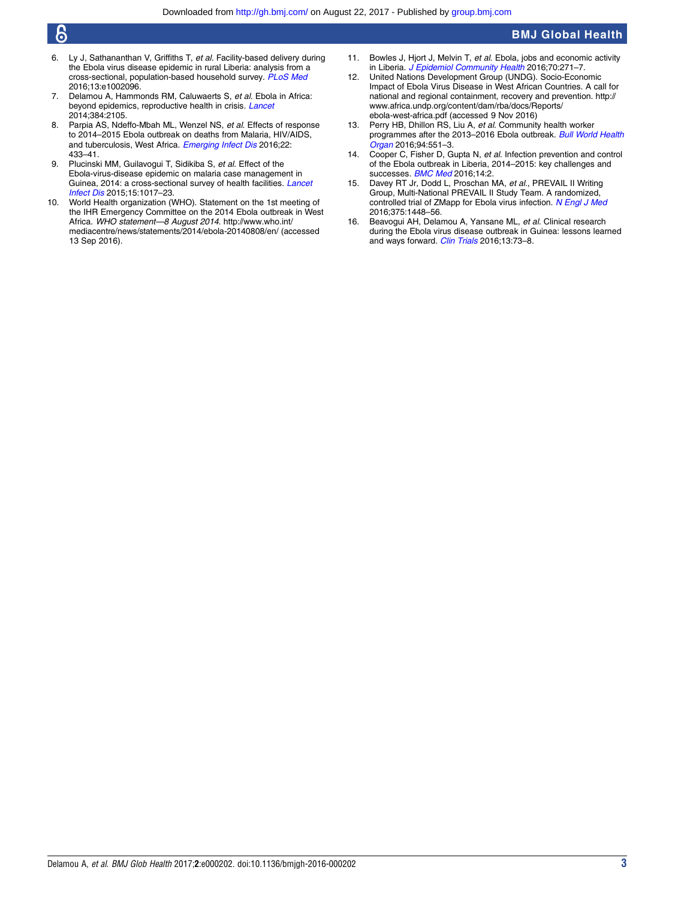6. Ly J, Sathananthan V, Griffiths T, *et al*. Facility-based delivery during the Ebola virus disease epidemic in rural Liberia: analysis from a cross-sectional, population-based household survey. *PLoS Med* 2016;13:e1002096.
7. Delamou A, Hammonds RM, Caluwaerts S, *et al*. Ebola in Africa: beyond epidemics, reproductive health in crisis. *Lancet* 2014;384:2105.
8. Parpia AS, Ndeffo-Mbah ML, Wenzel NS, *et al*. Effects of response to 2014–2015 Ebola outbreak on deaths from Malaria, HIV/AIDS, and tuberculosis, West Africa. *Emerging Infect Dis* 2016;22:433–41.
9. Plucinski MM, Guilavogui T, Sidikiba S, *et al*. Effect of the Ebola-virus-disease epidemic on malaria case management in Guinea, 2014: a cross-sectional survey of health facilities. *Lancet Infect Dis* 2015;15:1017–23.
10. World Health organization (WHO). Statement on the 1st meeting of the IHR Emergency Committee on the 2014 Ebola outbreak in West Africa. *WHO statement—8 August 2014*. http://www.who.int/mediacentre/news/statements/2014/ebola-20140808/en/ (accessed 13 Sep 2016).
11. Bowles J, Hjort J, Melvin T, *et al*. Ebola, jobs and economic activity in Liberia. *J Epidemiol Community Health* 2016;70:271–7.
12. United Nations Development Group (UNDG). Socio-Economic Impact of Ebola Virus Disease in West African Countries. A call for national and regional containment, recovery and prevention. http://www.africa.undp.org/content/dam/rba/docs/Reports/ebola-west-africa.pdf (accessed 9 Nov 2016)
13. Perry HB, Dhillon RS, Liu A, *et al*. Community health worker programmes after the 2013–2016 Ebola outbreak. *Bull World Health Organ* 2016;94:551–3.
14. Cooper C, Fisher D, Gupta N, *et al*. Infection prevention and control of the Ebola outbreak in Liberia, 2014–2015: key challenges and successes. *BMC Med* 2016;14:2.
15. Davey RT Jr, Dodd L, Proschan MA, *et al*., PREVAIL II Writing Group, Multi-National PREVAIL II Study Team. A randomized, controlled trial of ZMapp for Ebola virus infection. *N Engl J Med* 2016;375:1448–56.
16. Beavogui AH, Delamou A, Yansane ML, *et al*. Clinical research during the Ebola virus disease outbreak in Guinea: lessons learned and ways forward. *Clin Trials* 2016;13:73–8.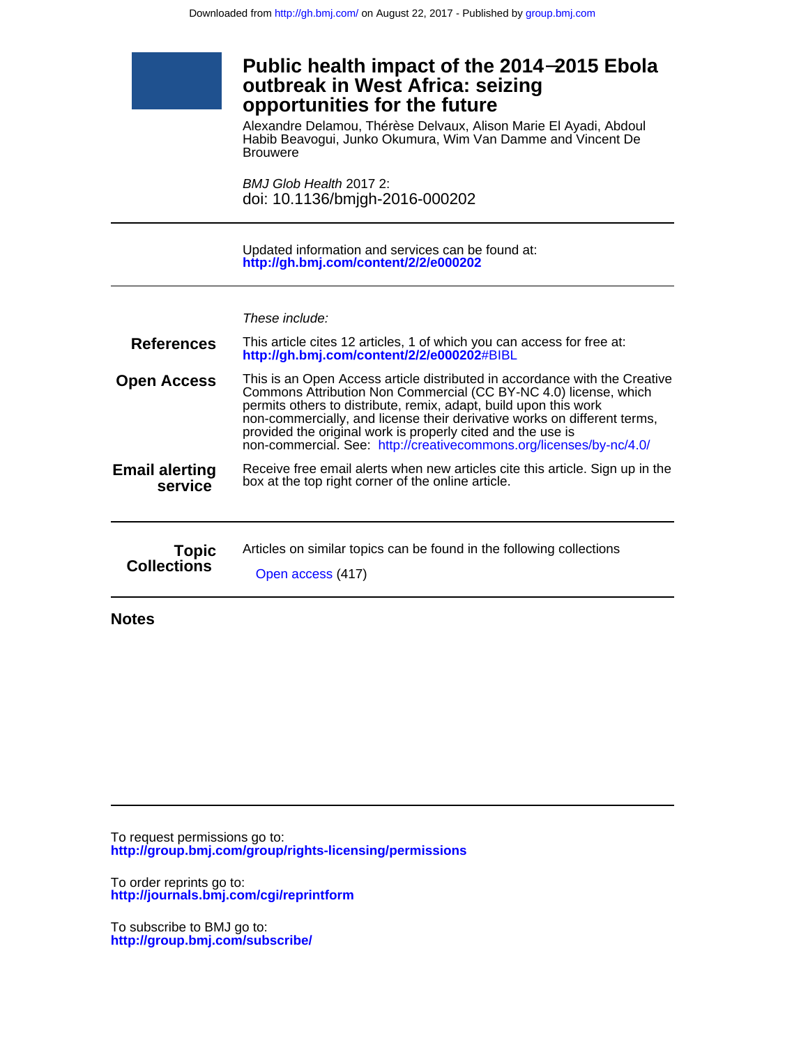Downloaded from http://gh.bmj.com/ on August 22, 2017 - Published by group.bmj.com

# Public health impact of the 2014–2015 Ebola outbreak in West Africa: seizing opportunities for the future

Alexandre Delamou, Thérèse Delvaux, Alison Marie El Ayadi, Abdoul Habib Beavogui, Junko Okumura, Wim Van Damme and Vincent De Brouwere

*BMJ Glob Health* 2017 2:
doi: 10.1136/bmjgh-2016-000202

Updated information and services can be found at:
**http://gh.bmj.com/content/2/2/e000202**

*These include:*

**References**

This article cites 12 articles, 1 of which you can access for free at:
**http://gh.bmj.com/content/2/2/e000202**#BIBL

**Open Access**

This is an Open Access article distributed in accordance with the Creative Commons Attribution Non Commercial (CC BY-NC 4.0) license, which permits others to distribute, remix, adapt, build upon this work non-commercially, and license their derivative works on different terms, provided the original work is properly cited and the use is non-commercial. See: http://creativecommons.org/licenses/by-nc/4.0/

**Email alerting service**

Receive free email alerts when new articles cite this article. Sign up in the box at the top right corner of the online article.

**Topic Collections**

Articles on similar topics can be found in the following collections

Open access (417)

## Notes

To request permissions go to:
**http://group.bmj.com/group/rights-licensing/permissions**

To order reprints go to:
**http://journals.bmj.com/cgi/reprintform**

To subscribe to BMJ go to:
**http://group.bmj.com/subscribe/**